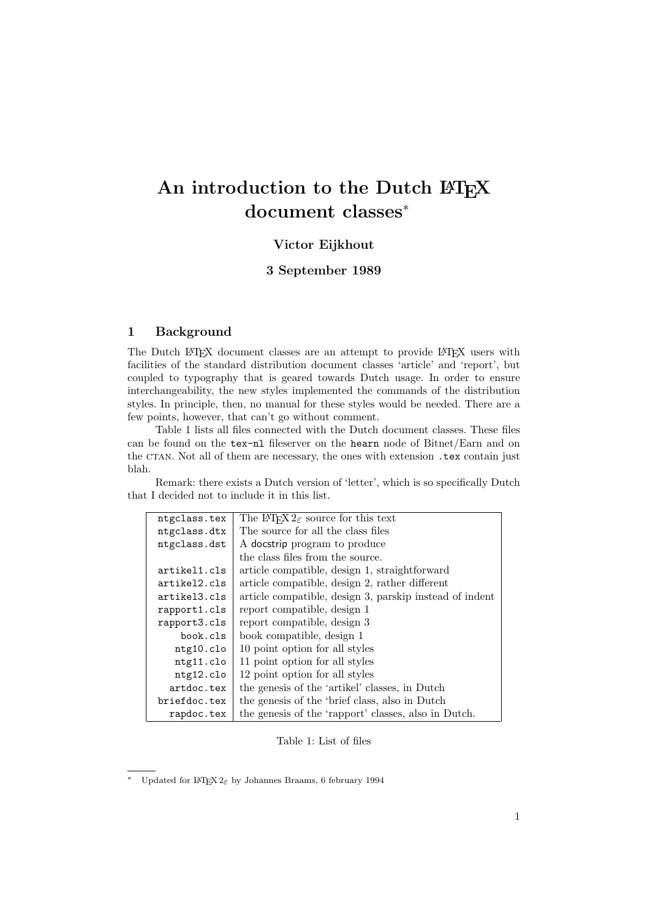# An introduction to the Dutch LaTeX document classes*

**Victor Eijkhout**

**3 September 1989**

## 1 Background

The Dutch LaTeX document classes are an attempt to provide LaTeX users with facilities of the standard distribution document classes 'article' and 'report', but coupled to typography that is geared towards Dutch usage. In order to ensure interchangeability, the new styles implemented the commands of the distribution styles. In principle, then, no manual for these styles would be needed. There are a few points, however, that can't go without comment.

Table 1 lists all files connected with the Dutch document classes. These files can be found on the `tex-nl` fileserver on the `hearn` node of Bitnet/Earn and on the CTAN. Not all of them are necessary, the ones with extension `.tex` contain just blah.

Remark: there exists a Dutch version of 'letter', which is so specifically Dutch that I decided not to include it in this list.

| File | Description |
|---|---|
| `ntgclass.tex` | The LaTeX $2_\varepsilon$ source for this text |
| `ntgclass.dtx` | The source for all the class files |
| `ntgclass.dst` | A docstrip program to produce the class files from the source. |
| `artikel1.cls` | article compatible, design 1, straightforward |
| `artikel2.cls` | article compatible, design 2, rather different |
| `artikel3.cls` | article compatible, design 3, parskip instead of indent |
| `rapport1.cls` | report compatible, design 1 |
| `rapport3.cls` | report compatible, design 3 |
| `book.cls` | book compatible, design 1 |
| `ntg10.clo` | 10 point option for all styles |
| `ntg11.clo` | 11 point option for all styles |
| `ntg12.clo` | 12 point option for all styles |
| `artdoc.tex` | the genesis of the 'artikel' classes, in Dutch |
| `briefdoc.tex` | the genesis of the 'brief class, also in Dutch |
| `rapdoc.tex` | the genesis of the 'rapport' classes, also in Dutch. |

Table 1: List of files

* Updated for LaTeX $2_\varepsilon$ by Johannes Braams, 6 february 1994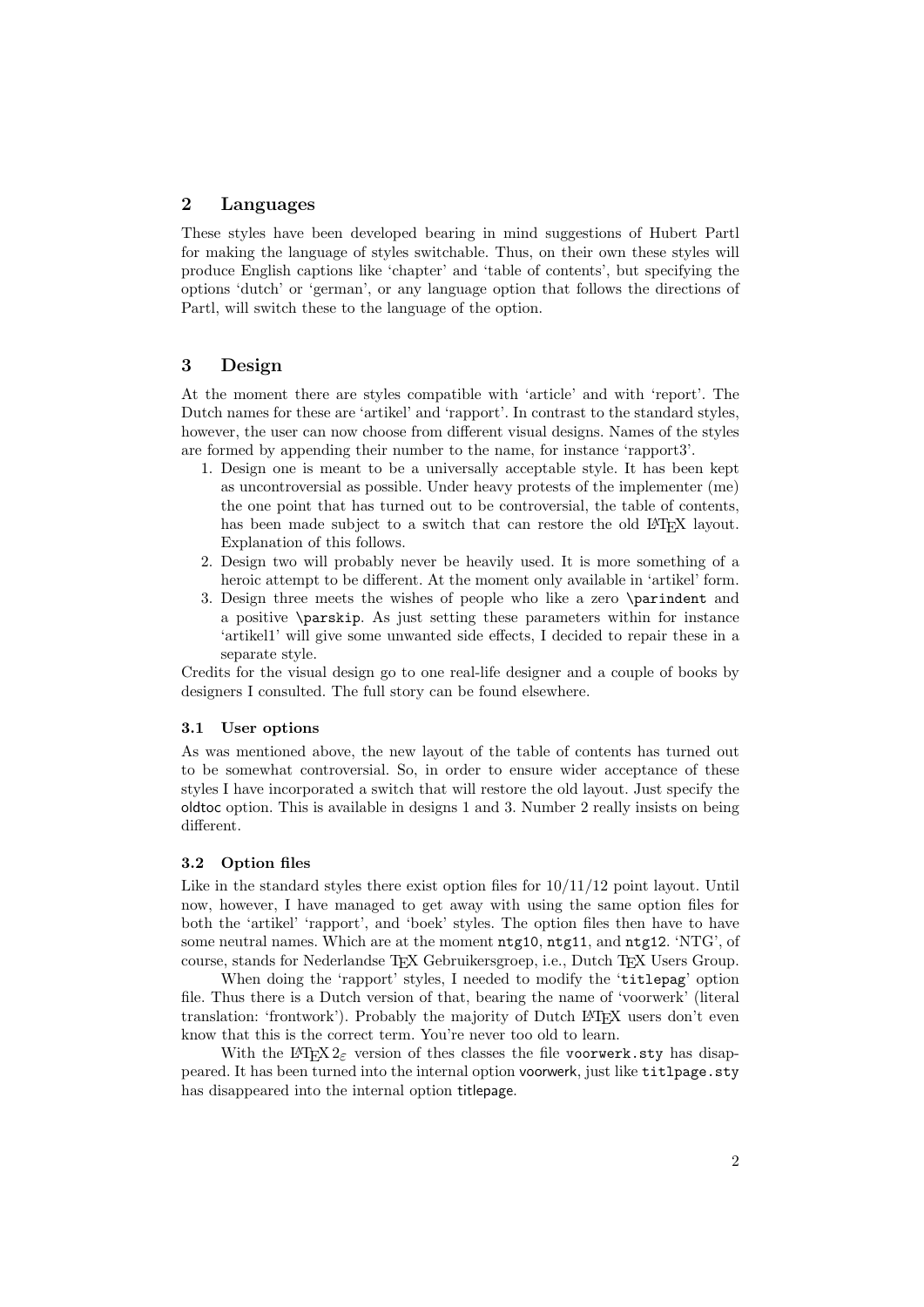## 2 Languages

These styles have been developed bearing in mind suggestions of Hubert Partl for making the language of styles switchable. Thus, on their own these styles will produce English captions like 'chapter' and 'table of contents', but specifying the options 'dutch' or 'german', or any language option that follows the directions of Partl, will switch these to the language of the option.

## 3 Design

At the moment there are styles compatible with 'article' and with 'report'. The Dutch names for these are 'artikel' and 'rapport'. In contrast to the standard styles, however, the user can now choose from different visual designs. Names of the styles are formed by appending their number to the name, for instance 'rapport3'.

1. Design one is meant to be a universally acceptable style. It has been kept as uncontroversial as possible. Under heavy protests of the implementer (me) the one point that has turned out to be controversial, the table of contents, has been made subject to a switch that can restore the old LaTeX layout. Explanation of this follows.
2. Design two will probably never be heavily used. It is more something of a heroic attempt to be different. At the moment only available in 'artikel' form.
3. Design three meets the wishes of people who like a zero `\parindent` and a positive `\parskip`. As just setting these parameters within for instance 'artikel1' will give some unwanted side effects, I decided to repair these in a separate style.

Credits for the visual design go to one real-life designer and a couple of books by designers I consulted. The full story can be found elsewhere.

### 3.1 User options

As was mentioned above, the new layout of the table of contents has turned out to be somewhat controversial. So, in order to ensure wider acceptance of these styles I have incorporated a switch that will restore the old layout. Just specify the oldtoc option. This is available in designs 1 and 3. Number 2 really insists on being different.

### 3.2 Option files

Like in the standard styles there exist option files for 10/11/12 point layout. Until now, however, I have managed to get away with using the same option files for both the 'artikel' 'rapport', and 'boek' styles. The option files then have to have some neutral names. Which are at the moment `ntg10`, `ntg11`, and `ntg12`. 'NTG', of course, stands for Nederlandse TeX Gebruikersgroep, i.e., Dutch TeX Users Group.

When doing the 'rapport' styles, I needed to modify the '`titlepag`' option file. Thus there is a Dutch version of that, bearing the name of 'voorwerk' (literal translation: 'frontwork'). Probably the majority of Dutch LaTeX users don't even know that this is the correct term. You're never too old to learn.

With the LaTeX $2_\varepsilon$ version of thes classes the file `voorwerk.sty` has disappeared. It has been turned into the internal option voorwerk, just like `titlpage.sty` has disappeared into the internal option titlepage.